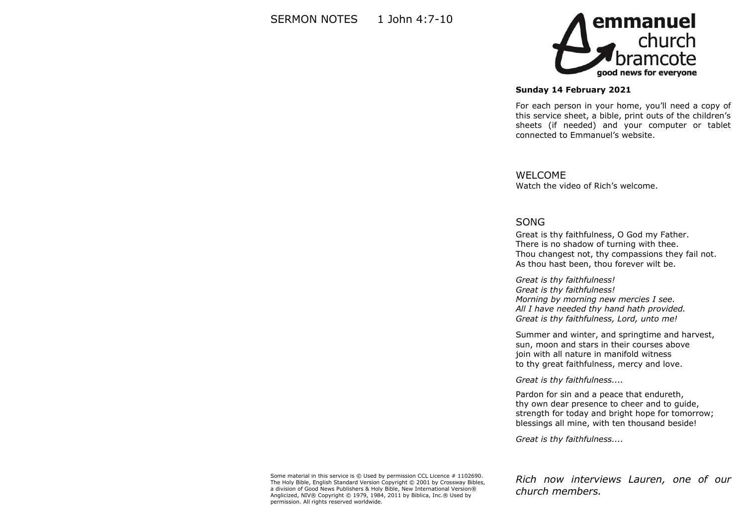SERMON NOTES 1 John 4:7-10

Some material in this service is © Used by permission CCL Licence # 1102690. The Holy Bible, English Standard Version Copyright © 2001 by Crossway Bibles, a division of Good News Publishers & Holy Bible, New International Version® Anglicized, NIV® Copyright © 1979, 1984, 2011 by Biblica, Inc.® Used by permission. All rights reserved worldwide.

emmanuel church bramcote
good news for everyone

**Sunday 14 February 2021**

For each person in your home, you'll need a copy of this service sheet, a bible, print outs of the children's sheets (if needed) and your computer or tablet connected to Emmanuel's website.

## WELCOME

Watch the video of Rich's welcome.

## SONG

Great is thy faithfulness, O God my Father.
There is no shadow of turning with thee.
Thou changest not, thy compassions they fail not.
As thou hast been, thou forever wilt be.

*Great is thy faithfulness!*
*Great is thy faithfulness!*
*Morning by morning new mercies I see.*
*All I have needed thy hand hath provided.*
*Great is thy faithfulness, Lord, unto me!*

Summer and winter, and springtime and harvest,
sun, moon and stars in their courses above
join with all nature in manifold witness
to thy great faithfulness, mercy and love.

*Great is thy faithfulness....*

Pardon for sin and a peace that endureth,
thy own dear presence to cheer and to guide,
strength for today and bright hope for tomorrow;
blessings all mine, with ten thousand beside!

*Great is thy faithfulness....*

*Rich now interviews Lauren, one of our church members.*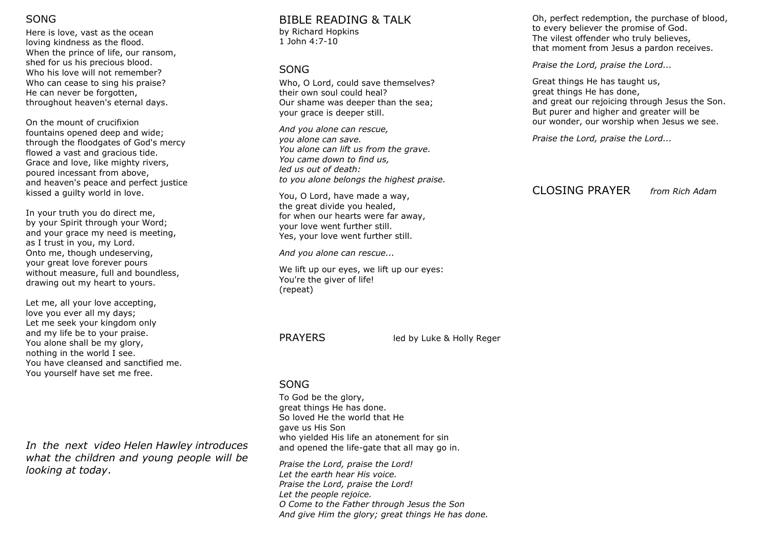## SONG

Here is love, vast as the ocean
loving kindness as the flood.
When the prince of life, our ransom,
shed for us his precious blood.
Who his love will not remember?
Who can cease to sing his praise?
He can never be forgotten,
throughout heaven's eternal days.

On the mount of crucifixion
fountains opened deep and wide;
through the floodgates of God's mercy
flowed a vast and gracious tide.
Grace and love, like mighty rivers,
poured incessant from above,
and heaven's peace and perfect justice
kissed a guilty world in love.

In your truth you do direct me,
by your Spirit through your Word;
and your grace my need is meeting,
as I trust in you, my Lord.
Onto me, though undeserving,
your great love forever pours
without measure, full and boundless,
drawing out my heart to yours.

Let me, all your love accepting,
love you ever all my days;
Let me seek your kingdom only
and my life be to your praise.
You alone shall be my glory,
nothing in the world I see.
You have cleansed and sanctified me.
You yourself have set me free.

*In the next video Helen Hawley introduces what the children and young people will be looking at today*.

## BIBLE READING & TALK

by Richard Hopkins
1 John 4:7-10

## SONG

Who, O Lord, could save themselves?
their own soul could heal?
Our shame was deeper than the sea;
your grace is deeper still.

*And you alone can rescue,*
*you alone can save.*
*You alone can lift us from the grave.*
*You came down to find us,*
*led us out of death:*
*to you alone belongs the highest praise.*

You, O Lord, have made a way,
the great divide you healed,
for when our hearts were far away,
your love went further still.
Yes, your love went further still.

*And you alone can rescue...*

We lift up our eyes, we lift up our eyes:
You're the giver of life!
(repeat)

## PRAYERS

led by Luke & Holly Reger

## SONG

To God be the glory,
great things He has done.
So loved He the world that He
gave us His Son
who yielded His life an atonement for sin
and opened the life-gate that all may go in.

*Praise the Lord, praise the Lord!*
*Let the earth hear His voice.*
*Praise the Lord, praise the Lord!*
*Let the people rejoice.*
*O Come to the Father through Jesus the Son*
*And give Him the glory; great things He has done.*

Oh, perfect redemption, the purchase of blood,
to every believer the promise of God.
The vilest offender who truly believes,
that moment from Jesus a pardon receives.

*Praise the Lord, praise the Lord...*

Great things He has taught us,
great things He has done,
and great our rejoicing through Jesus the Son.
But purer and higher and greater will be
our wonder, our worship when Jesus we see.

*Praise the Lord, praise the Lord...*

## CLOSING PRAYER

*from Rich Adam*